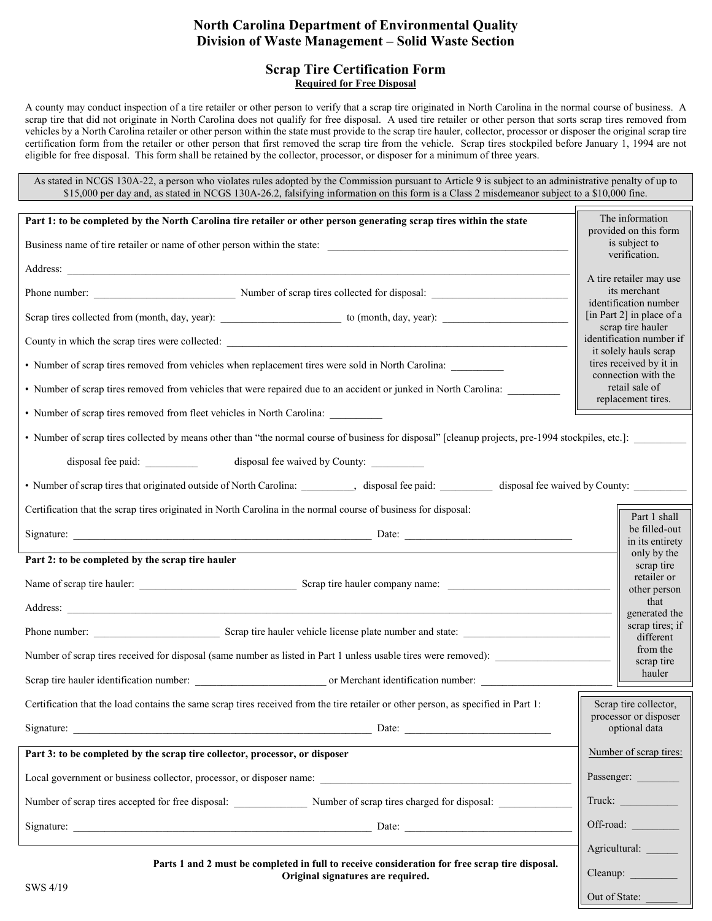# North Carolina Department of Environmental Quality
## Division of Waste Management – Solid Waste Section

### Scrap Tire Certification Form
**Required for Free Disposal**

A county may conduct inspection of a tire retailer or other person to verify that a scrap tire originated in North Carolina in the normal course of business. A scrap tire that did not originate in North Carolina does not qualify for free disposal. A used tire retailer or other person that sorts scrap tires removed from vehicles by a North Carolina retailer or other person within the state must provide to the scrap tire hauler, collector, processor or disposer the original scrap tire certification form from the retailer or other person that first removed the scrap tire from the vehicle. Scrap tires stockpiled before January 1, 1994 are not eligible for free disposal. This form shall be retained by the collector, processor, or disposer for a minimum of three years.

As stated in NCGS 130A-22, a person who violates rules adopted by the Commission pursuant to Article 9 is subject to an administrative penalty of up to $15,000 per day and, as stated in NCGS 130A-26.2, falsifying information on this form is a Class 2 misdemeanor subject to a $10,000 fine.

**Part 1: to be completed by the North Carolina tire retailer or other person generating scrap tires within the state**

Business name of tire retailer or name of other person within the state: ____________________

Address: ____________________

Phone number: ____________________ Number of scrap tires collected for disposal: ____________________

Scrap tires collected from (month, day, year): ____________________ to (month, day, year): ____________________

County in which the scrap tires were collected: ____________________

- Number of scrap tires removed from vehicles when replacement tires were sold in North Carolina: __________
- Number of scrap tires removed from vehicles that were repaired due to an accident or junked in North Carolina: __________
- Number of scrap tires removed from fleet vehicles in North Carolina: __________
- Number of scrap tires collected by means other than "the normal course of business for disposal" [cleanup projects, pre-1994 stockpiles, etc.]: __________

  disposal fee paid: __________ disposal fee waived by County: __________

- Number of scrap tires that originated outside of North Carolina: __________, disposal fee paid: __________ disposal fee waived by County: __________

Certification that the scrap tires originated in North Carolina in the normal course of business for disposal:

Signature: ____________________ Date: ____________________

> The information provided on this form is subject to verification.
>
> A tire retailer may use its merchant identification number [in Part 2] in place of a scrap tire hauler identification number if it solely hauls scrap tires received by it in connection with the retail sale of replacement tires.

> Part 1 shall be filled-out in its entirety only by the scrap tire retailer or other person that generated the scrap tires; if different from the scrap tire hauler

**Part 2: to be completed by the scrap tire hauler**

Name of scrap tire hauler: ____________________ Scrap tire hauler company name: ____________________

Address: ____________________

Phone number: ____________________ Scrap tire hauler vehicle license plate number and state: ____________________

Number of scrap tires received for disposal (same number as listed in Part 1 unless usable tires were removed): ____________________

Scrap tire hauler identification number: ____________________ or Merchant identification number: ____________________

Certification that the load contains the same scrap tires received from the tire retailer or other person, as specified in Part 1:

Signature: ____________________ Date: ____________________

**Part 3: to be completed by the scrap tire collector, processor, or disposer**

Local government or business collector, processor, or disposer name: ____________________

Number of scrap tires accepted for free disposal: ______________ Number of scrap tires charged for disposal: ______________

Signature: ____________________ Date: ____________________

> Scrap tire collector, processor or disposer optional data
>
> Number of scrap tires:
>
> Passenger: ________
>
> Truck: ________
>
> Off-road: ________
>
> Agricultural: ______
>
> Cleanup: ________
>
> Out of State: ______

**Parts 1 and 2 must be completed in full to receive consideration for free scrap tire disposal. Original signatures are required.**

SWS 4/19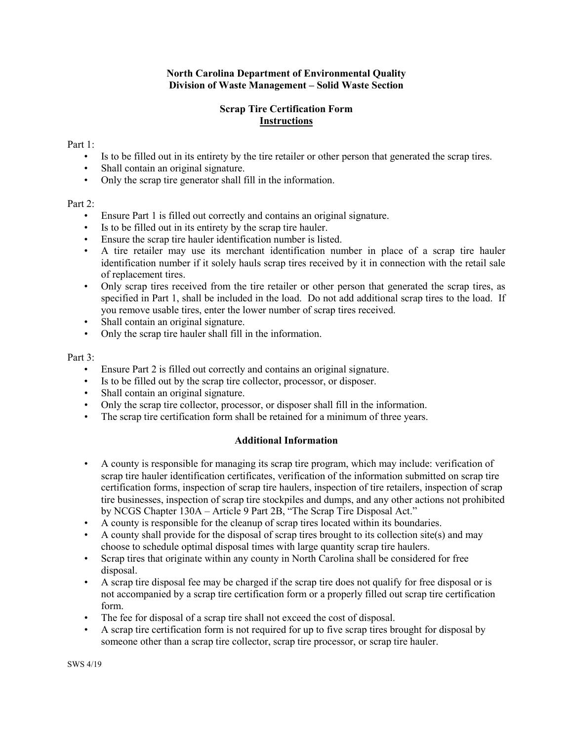**North Carolina Department of Environmental Quality**
**Division of Waste Management – Solid Waste Section**

# Scrap Tire Certification Form

## Instructions

Part 1:

- Is to be filled out in its entirety by the tire retailer or other person that generated the scrap tires.
- Shall contain an original signature.
- Only the scrap tire generator shall fill in the information.

Part 2:

- Ensure Part 1 is filled out correctly and contains an original signature.
- Is to be filled out in its entirety by the scrap tire hauler.
- Ensure the scrap tire hauler identification number is listed.
- A tire retailer may use its merchant identification number in place of a scrap tire hauler identification number if it solely hauls scrap tires received by it in connection with the retail sale of replacement tires.
- Only scrap tires received from the tire retailer or other person that generated the scrap tires, as specified in Part 1, shall be included in the load. Do not add additional scrap tires to the load. If you remove usable tires, enter the lower number of scrap tires received.
- Shall contain an original signature.
- Only the scrap tire hauler shall fill in the information.

Part 3:

- Ensure Part 2 is filled out correctly and contains an original signature.
- Is to be filled out by the scrap tire collector, processor, or disposer.
- Shall contain an original signature.
- Only the scrap tire collector, processor, or disposer shall fill in the information.
- The scrap tire certification form shall be retained for a minimum of three years.

## Additional Information

- A county is responsible for managing its scrap tire program, which may include: verification of scrap tire hauler identification certificates, verification of the information submitted on scrap tire certification forms, inspection of scrap tire haulers, inspection of tire retailers, inspection of scrap tire businesses, inspection of scrap tire stockpiles and dumps, and any other actions not prohibited by NCGS Chapter 130A – Article 9 Part 2B, "The Scrap Tire Disposal Act."
- A county is responsible for the cleanup of scrap tires located within its boundaries.
- A county shall provide for the disposal of scrap tires brought to its collection site(s) and may choose to schedule optimal disposal times with large quantity scrap tire haulers.
- Scrap tires that originate within any county in North Carolina shall be considered for free disposal.
- A scrap tire disposal fee may be charged if the scrap tire does not qualify for free disposal or is not accompanied by a scrap tire certification form or a properly filled out scrap tire certification form.
- The fee for disposal of a scrap tire shall not exceed the cost of disposal.
- A scrap tire certification form is not required for up to five scrap tires brought for disposal by someone other than a scrap tire collector, scrap tire processor, or scrap tire hauler.

SWS 4/19